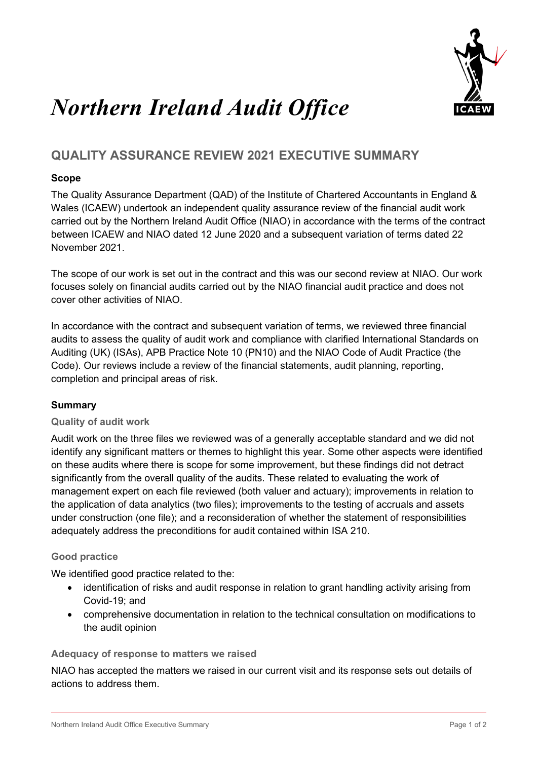# *Northern Ireland Audit Office*

## QUALITY ASSURANCE REVIEW 2021 EXECUTIVE SUMMARY

### Scope

The Quality Assurance Department (QAD) of the Institute of Chartered Accountants in England & Wales (ICAEW) undertook an independent quality assurance review of the financial audit work carried out by the Northern Ireland Audit Office (NIAO) in accordance with the terms of the contract between ICAEW and NIAO dated 12 June 2020 and a subsequent variation of terms dated 22 November 2021.

The scope of our work is set out in the contract and this was our second review at NIAO. Our work focuses solely on financial audits carried out by the NIAO financial audit practice and does not cover other activities of NIAO.

In accordance with the contract and subsequent variation of terms, we reviewed three financial audits to assess the quality of audit work and compliance with clarified International Standards on Auditing (UK) (ISAs), APB Practice Note 10 (PN10) and the NIAO Code of Audit Practice (the Code). Our reviews include a review of the financial statements, audit planning, reporting, completion and principal areas of risk.

### Summary

#### Quality of audit work

Audit work on the three files we reviewed was of a generally acceptable standard and we did not identify any significant matters or themes to highlight this year. Some other aspects were identified on these audits where there is scope for some improvement, but these findings did not detract significantly from the overall quality of the audits. These related to evaluating the work of management expert on each file reviewed (both valuer and actuary); improvements in relation to the application of data analytics (two files); improvements to the testing of accruals and assets under construction (one file); and a reconsideration of whether the statement of responsibilities adequately address the preconditions for audit contained within ISA 210.

#### Good practice

We identified good practice related to the:

- identification of risks and audit response in relation to grant handling activity arising from Covid-19; and
- comprehensive documentation in relation to the technical consultation on modifications to the audit opinion

#### Adequacy of response to matters we raised

NIAO has accepted the matters we raised in our current visit and its response sets out details of actions to address them.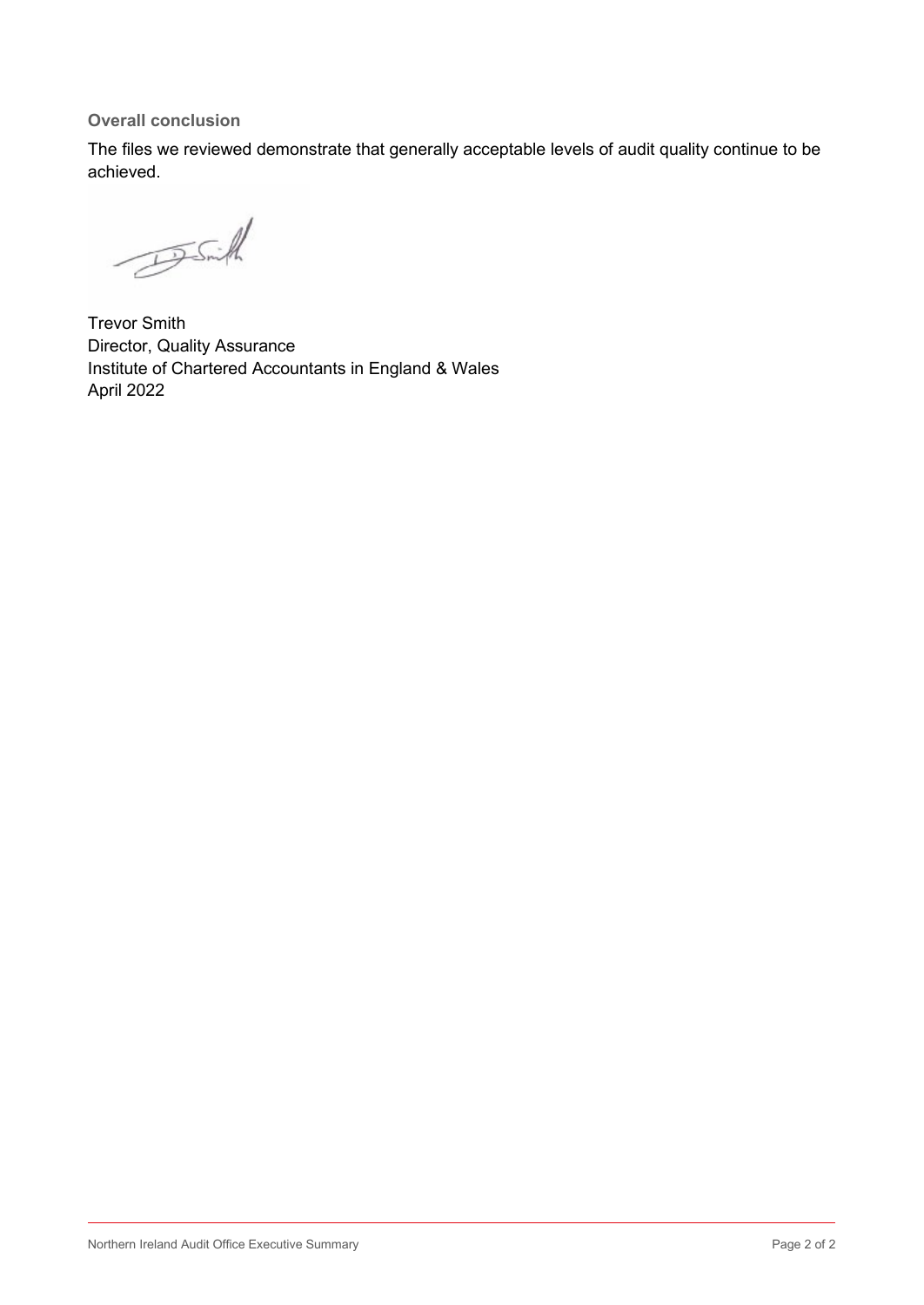### Overall conclusion

The files we reviewed demonstrate that generally acceptable levels of audit quality continue to be achieved.

Trevor Smith
Director, Quality Assurance
Institute of Chartered Accountants in England & Wales
April 2022